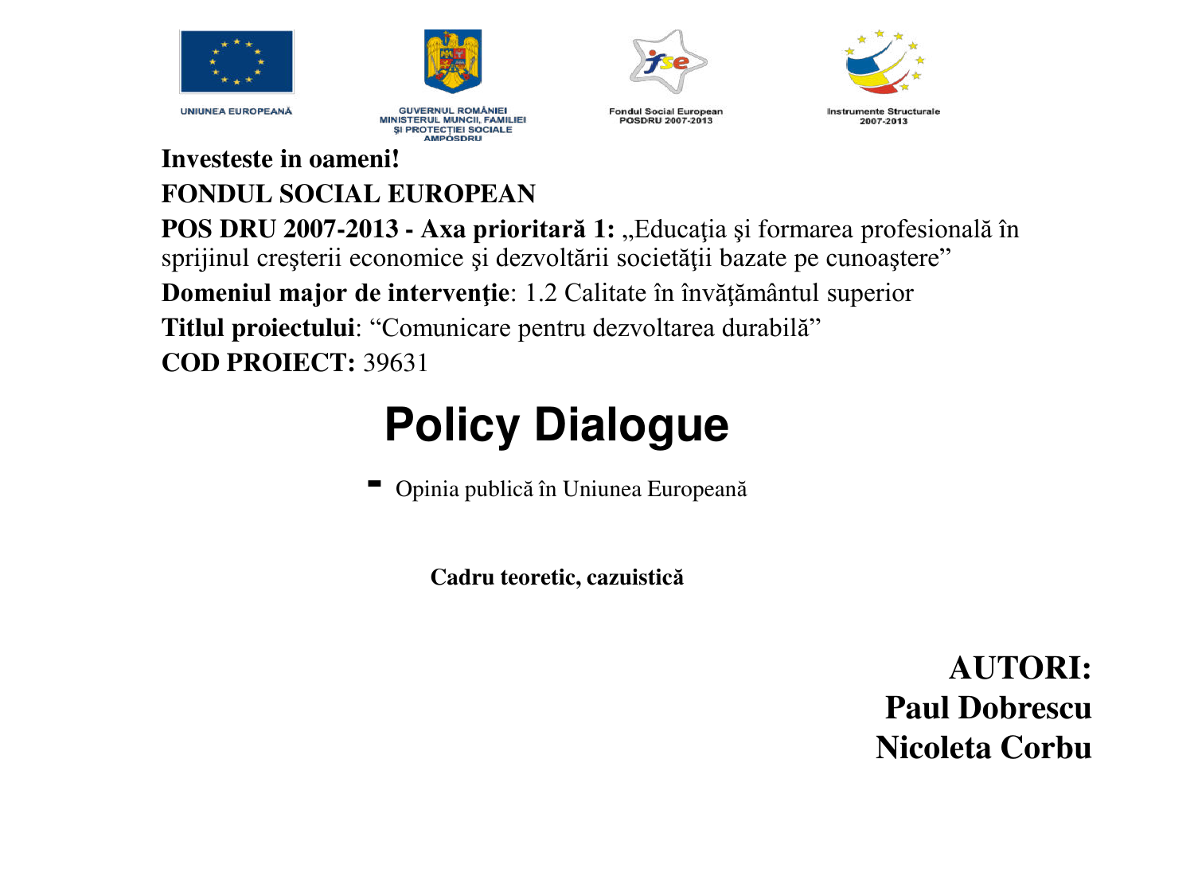UNIUNEA EUROPEANĂ

GUVERNUL ROMÂNIEI
MINISTERUL MUNCII, FAMILIEI
ŞI PROTECŢIEI SOCIALE
AMPOSDRU

Fondul Social European
POSDRU 2007-2013

Instrumente Structurale
2007-2013

**Investeste in oameni!**

**FONDUL SOCIAL EUROPEAN**

**POS DRU 2007-2013 - Axa prioritară 1:** „Educaţia şi formarea profesională în sprijinul creşterii economice şi dezvoltării societăţii bazate pe cunoaştere"

**Domeniul major de intervenţie**: 1.2 Calitate în învăţământul superior

**Titlul proiectului**: "Comunicare pentru dezvoltarea durabilă"

**COD PROIECT:** 39631

# Policy Dialogue

- Opinia publică în Uniunea Europeană

**Cadru teoretic, cazuistică**

**AUTORI:**
**Paul Dobrescu**
**Nicoleta Corbu**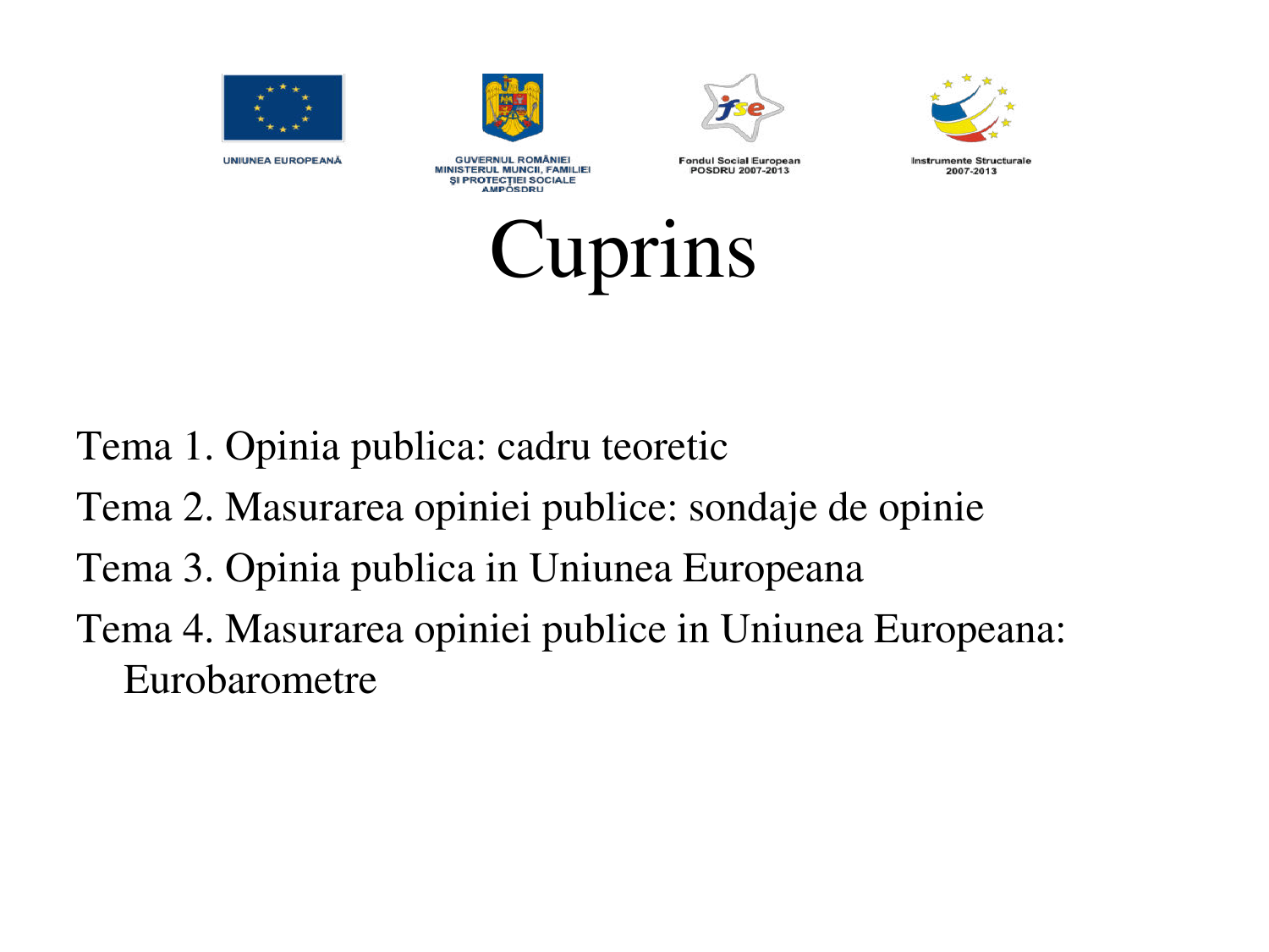# Cuprins

Tema 1. Opinia publica: cadru teoretic

Tema 2. Masurarea opiniei publice: sondaje de opinie

Tema 3. Opinia publica in Uniunea Europeana

Tema 4. Masurarea opiniei publice in Uniunea Europeana: Eurobarometre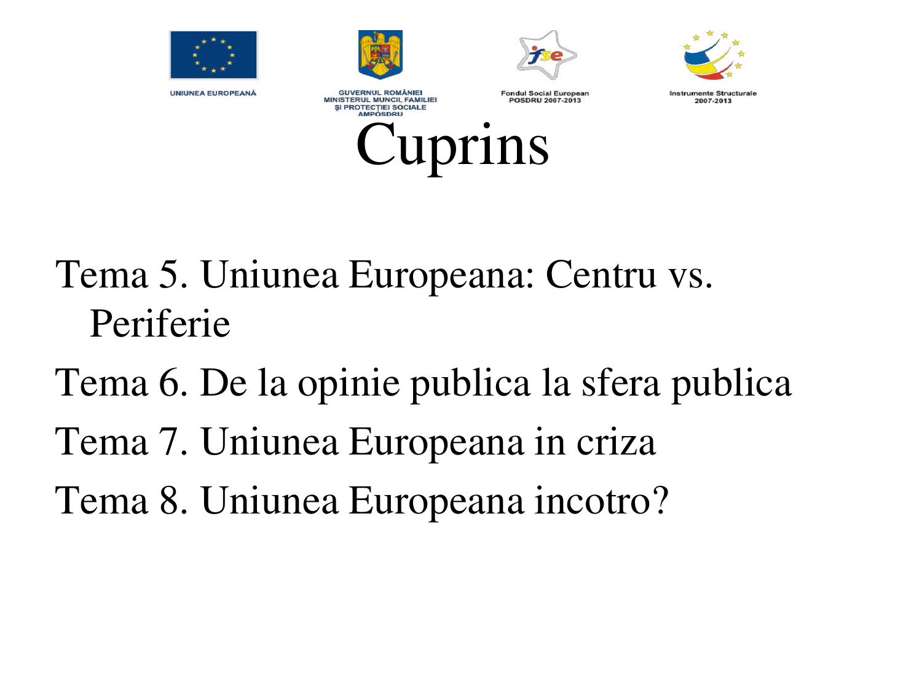UNIUNEA EUROPEANĂ

GUVERNUL ROMÂNIEI
MINISTERUL MUNCII, FAMILIEI
ŞI PROTECŢIEI SOCIALE
AMPOSDRU

Fondul Social European
POSDRU 2007-2013

Instrumente Structurale
2007-2013

# Cuprins

Tema 5. Uniunea Europeana: Centru vs. Periferie

Tema 6. De la opinie publica la sfera publica

Tema 7. Uniunea Europeana in criza

Tema 8. Uniunea Europeana incotro?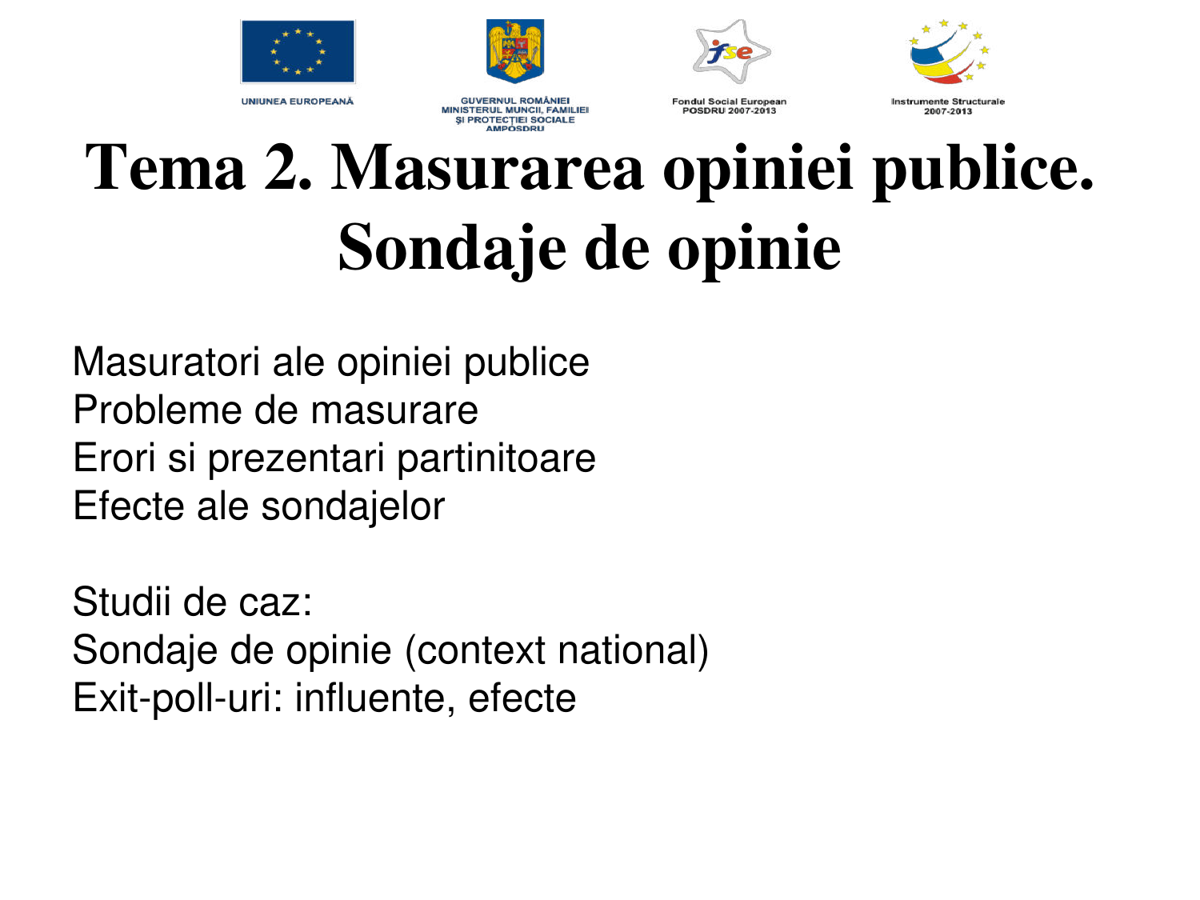# Tema 2. Masurarea opiniei publice. Sondaje de opinie

Masuratori ale opiniei publice
Probleme de masurare
Erori si prezentari partinitoare
Efecte ale sondajelor

Studii de caz:
Sondaje de opinie (context national)
Exit-poll-uri: influente, efecte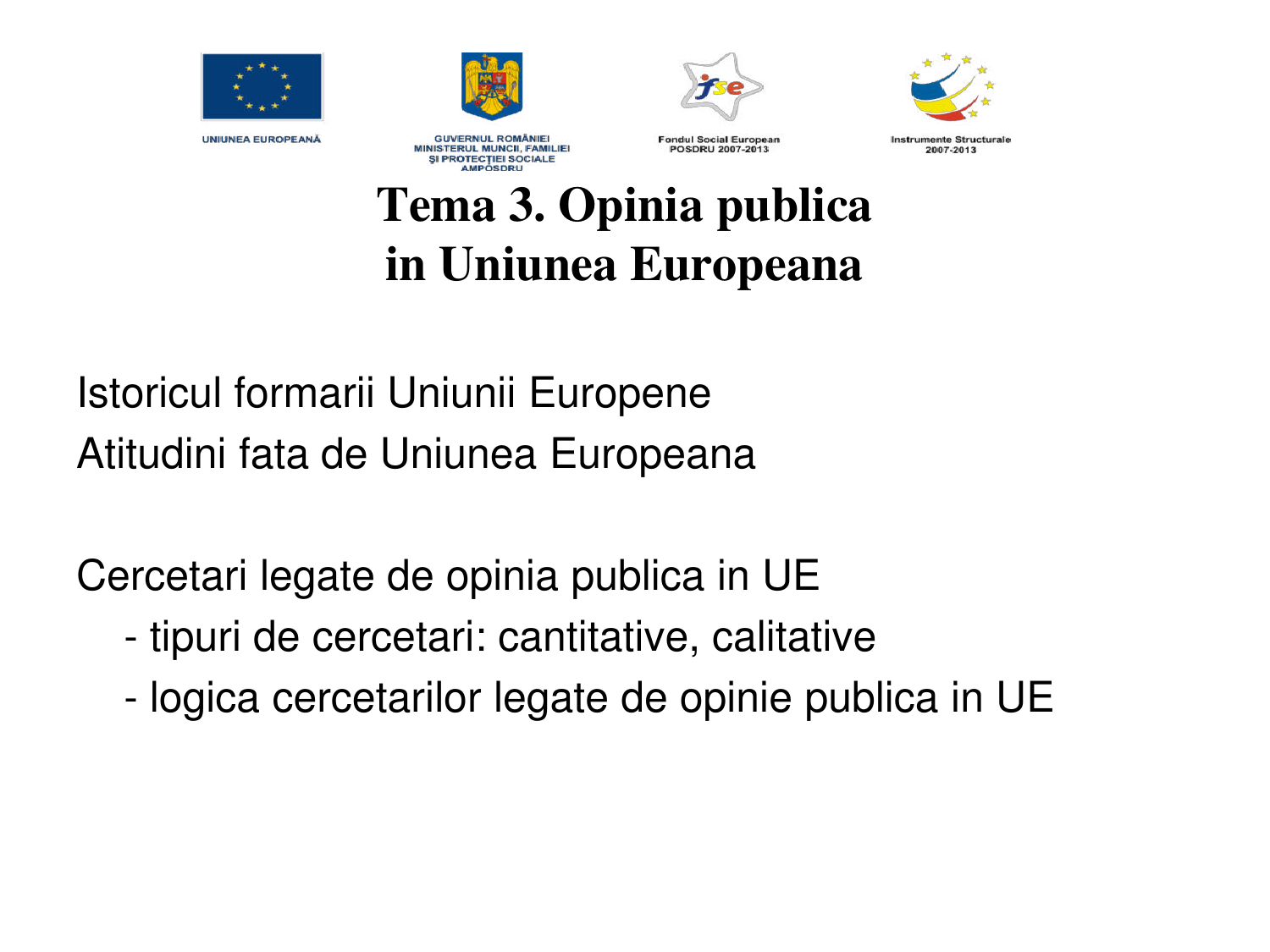# Tema 3. Opinia publica in Uniunea Europeana

Istoricul formarii Uniunii Europene

Atitudini fata de Uniunea Europeana

Cercetari legate de opinia publica in UE

- tipuri de cercetari: cantitative, calitative
- logica cercetarilor legate de opinie publica in UE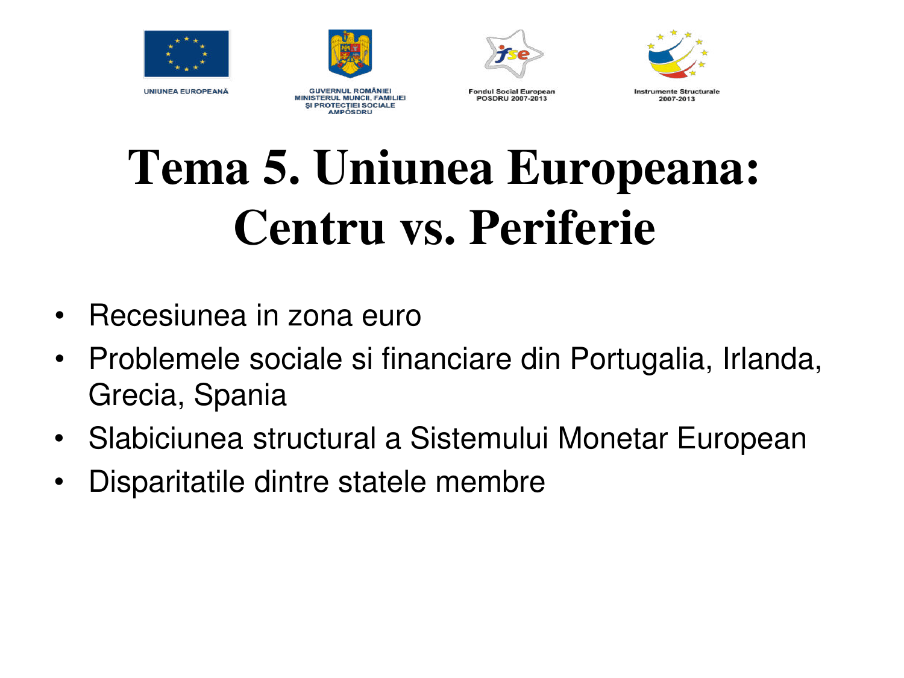# Tema 5. Uniunea Europeana: Centru vs. Periferie

- Recesiunea in zona euro
- Problemele sociale si financiare din Portugalia, Irlanda, Grecia, Spania
- Slabiciunea structural a Sistemului Monetar European
- Disparitatile dintre statele membre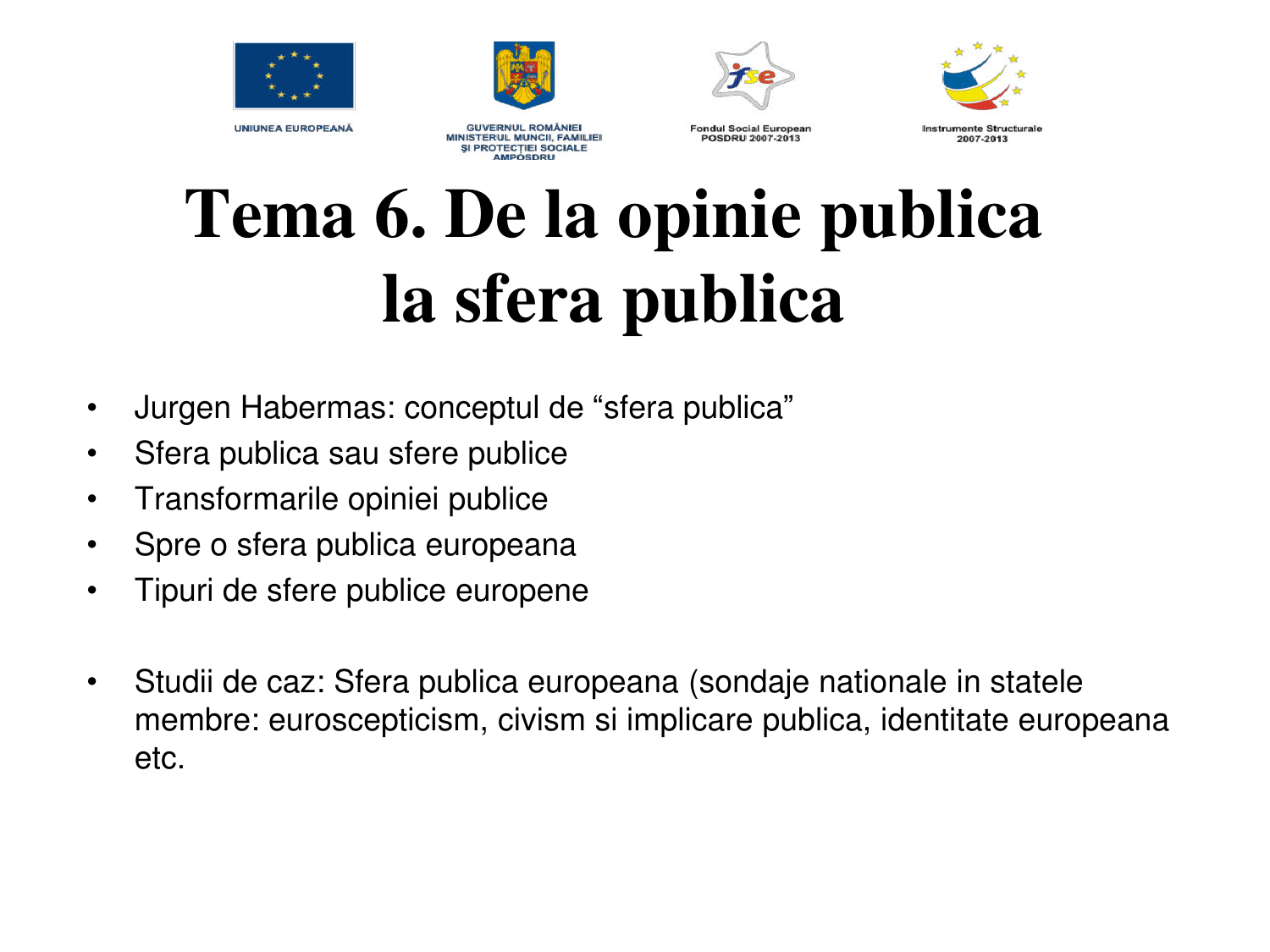# Tema 6. De la opinie publica la sfera publica

- Jurgen Habermas: conceptul de “sfera publica”
- Sfera publica sau sfere publice
- Transformarile opiniei publice
- Spre o sfera publica europeana
- Tipuri de sfere publice europene

- Studii de caz: Sfera publica europeana (sondaje nationale in statele membre: euroscepticism, civism si implicare publica, identitate europeana etc.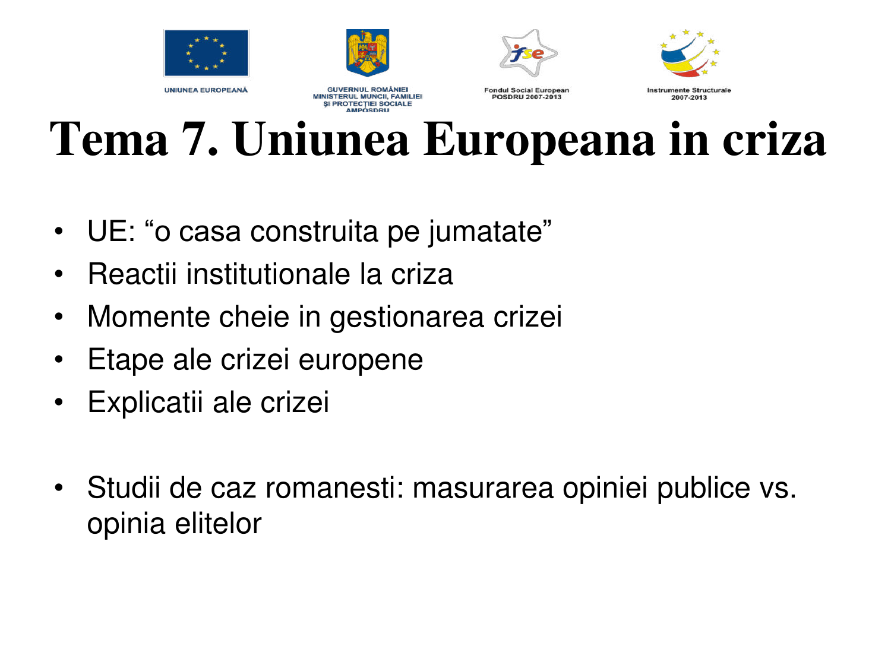# Tema 7. Uniunea Europeana in criza

- UE: “o casa construita pe jumatate”
- Reactii institutionale la criza
- Momente cheie in gestionarea crizei
- Etape ale crizei europene
- Explicatii ale crizei

- Studii de caz romanesti: masurarea opiniei publice vs. opinia elitelor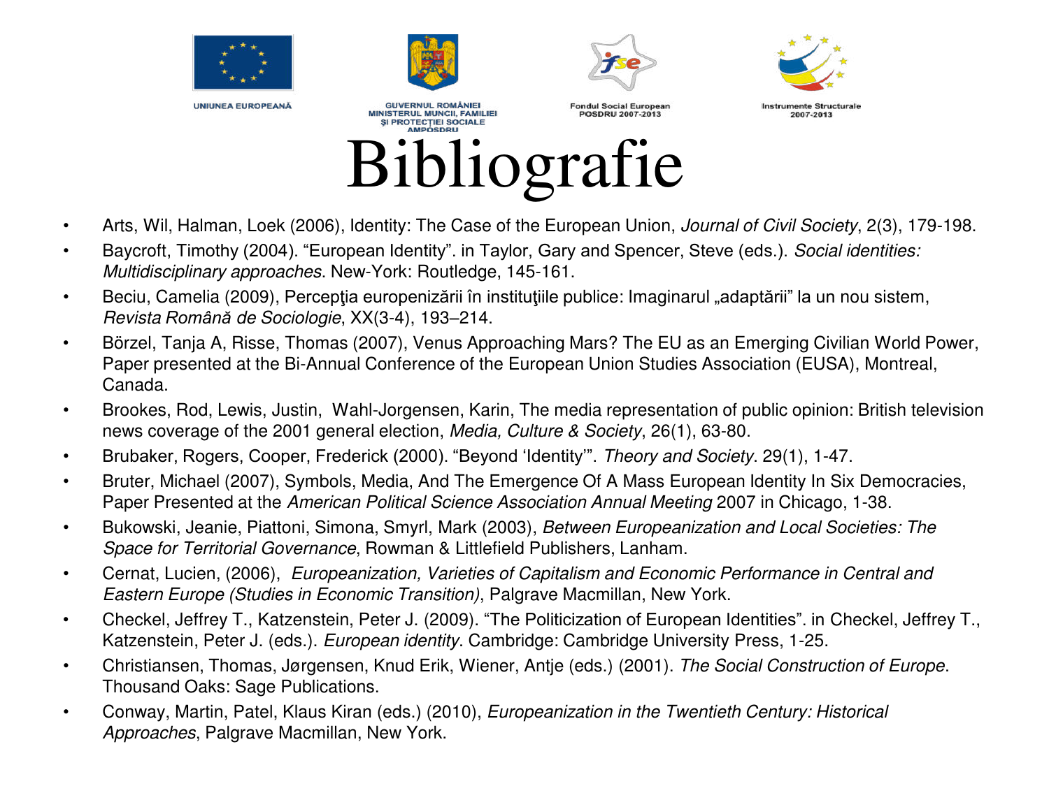# Bibliografie

- Arts, Wil, Halman, Loek (2006), Identity: The Case of the European Union, *Journal of Civil Society*, 2(3), 179-198.
- Baycroft, Timothy (2004). "European Identity". in Taylor, Gary and Spencer, Steve (eds.). *Social identities: Multidisciplinary approaches*. New-York: Routledge, 145-161.
- Beciu, Camelia (2009), Percepţia europenizării în instituţiile publice: Imaginarul „adaptării" la un nou sistem, *Revista Română de Sociologie*, XX(3-4), 193–214.
- Börzel, Tanja A, Risse, Thomas (2007), Venus Approaching Mars? The EU as an Emerging Civilian World Power, Paper presented at the Bi-Annual Conference of the European Union Studies Association (EUSA), Montreal, Canada.
- Brookes, Rod, Lewis, Justin, Wahl-Jorgensen, Karin, The media representation of public opinion: British television news coverage of the 2001 general election, *Media, Culture & Society*, 26(1), 63-80.
- Brubaker, Rogers, Cooper, Frederick (2000). "Beyond 'Identity'". *Theory and Society*. 29(1), 1-47.
- Bruter, Michael (2007), Symbols, Media, And The Emergence Of A Mass European Identity In Six Democracies, Paper Presented at the *American Political Science Association Annual Meeting* 2007 in Chicago, 1-38.
- Bukowski, Jeanie, Piattoni, Simona, Smyrl, Mark (2003), *Between Europeanization and Local Societies: The Space for Territorial Governance*, Rowman & Littlefield Publishers, Lanham.
- Cernat, Lucien, (2006), *Europeanization, Varieties of Capitalism and Economic Performance in Central and Eastern Europe (Studies in Economic Transition)*, Palgrave Macmillan, New York.
- Checkel, Jeffrey T., Katzenstein, Peter J. (2009). "The Politicization of European Identities". in Checkel, Jeffrey T., Katzenstein, Peter J. (eds.). *European identity*. Cambridge: Cambridge University Press, 1-25.
- Christiansen, Thomas, Jørgensen, Knud Erik, Wiener, Antje (eds.) (2001). *The Social Construction of Europe*. Thousand Oaks: Sage Publications.
- Conway, Martin, Patel, Klaus Kiran (eds.) (2010), *Europeanization in the Twentieth Century: Historical Approaches*, Palgrave Macmillan, New York.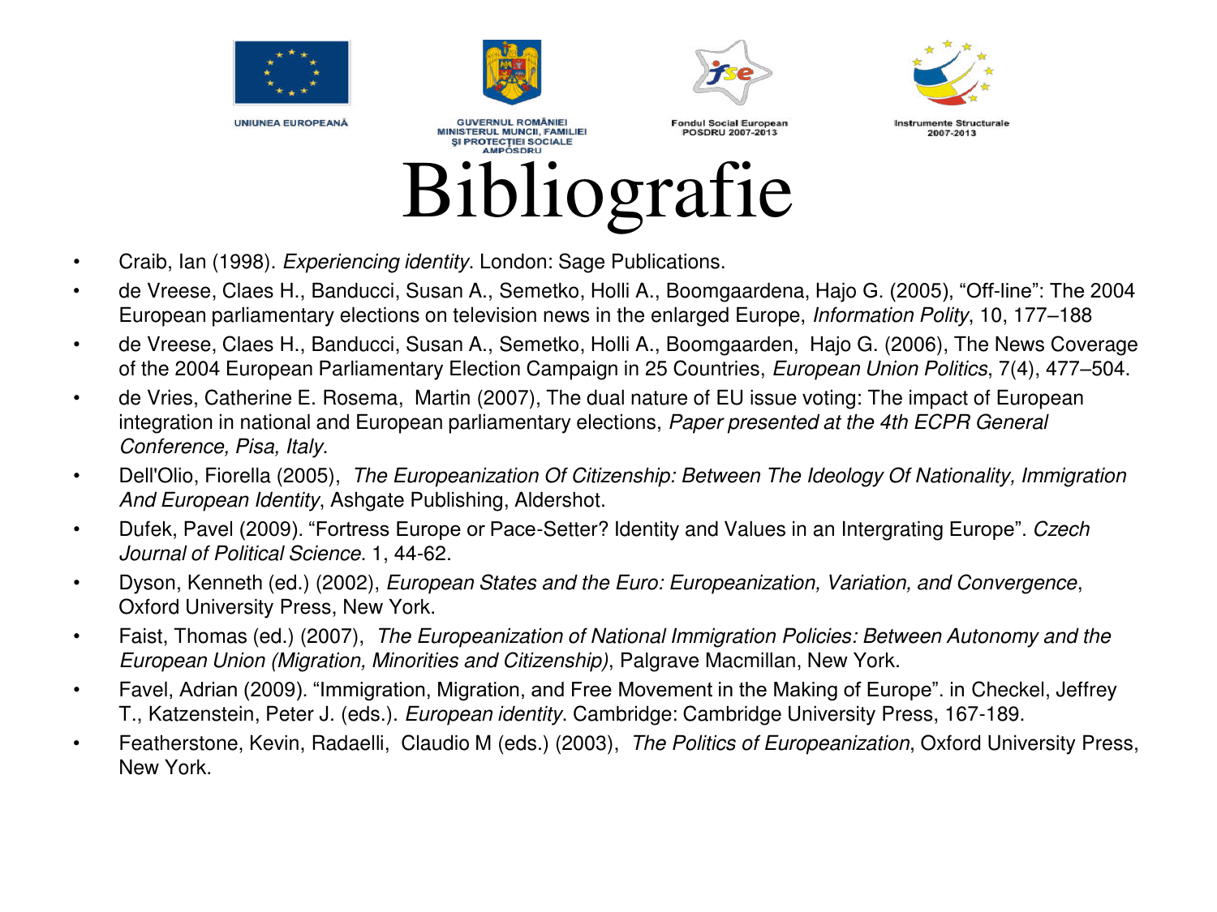# Bibliografie

- Craib, Ian (1998). *Experiencing identity*. London: Sage Publications.
- de Vreese, Claes H., Banducci, Susan A., Semetko, Holli A., Boomgaardena, Hajo G. (2005), "Off-line": The 2004 European parliamentary elections on television news in the enlarged Europe, *Information Polity*, 10, 177–188
- de Vreese, Claes H., Banducci, Susan A., Semetko, Holli A., Boomgaarden, Hajo G. (2006), The News Coverage of the 2004 European Parliamentary Election Campaign in 25 Countries, *European Union Politics*, 7(4), 477–504.
- de Vries, Catherine E. Rosema, Martin (2007), The dual nature of EU issue voting: The impact of European integration in national and European parliamentary elections, *Paper presented at the 4th ECPR General Conference, Pisa, Italy*.
- Dell'Olio, Fiorella (2005), *The Europeanization Of Citizenship: Between The Ideology Of Nationality, Immigration And European Identity*, Ashgate Publishing, Aldershot.
- Dufek, Pavel (2009). "Fortress Europe or Pace-Setter? Identity and Values in an Intergrating Europe". *Czech Journal of Political Science*. 1, 44-62.
- Dyson, Kenneth (ed.) (2002), *European States and the Euro: Europeanization, Variation, and Convergence*, Oxford University Press, New York.
- Faist, Thomas (ed.) (2007), *The Europeanization of National Immigration Policies: Between Autonomy and the European Union (Migration, Minorities and Citizenship)*, Palgrave Macmillan, New York.
- Favel, Adrian (2009). "Immigration, Migration, and Free Movement in the Making of Europe". in Checkel, Jeffrey T., Katzenstein, Peter J. (eds.). *European identity*. Cambridge: Cambridge University Press, 167-189.
- Featherstone, Kevin, Radaelli, Claudio M (eds.) (2003), *The Politics of Europeanization*, Oxford University Press, New York.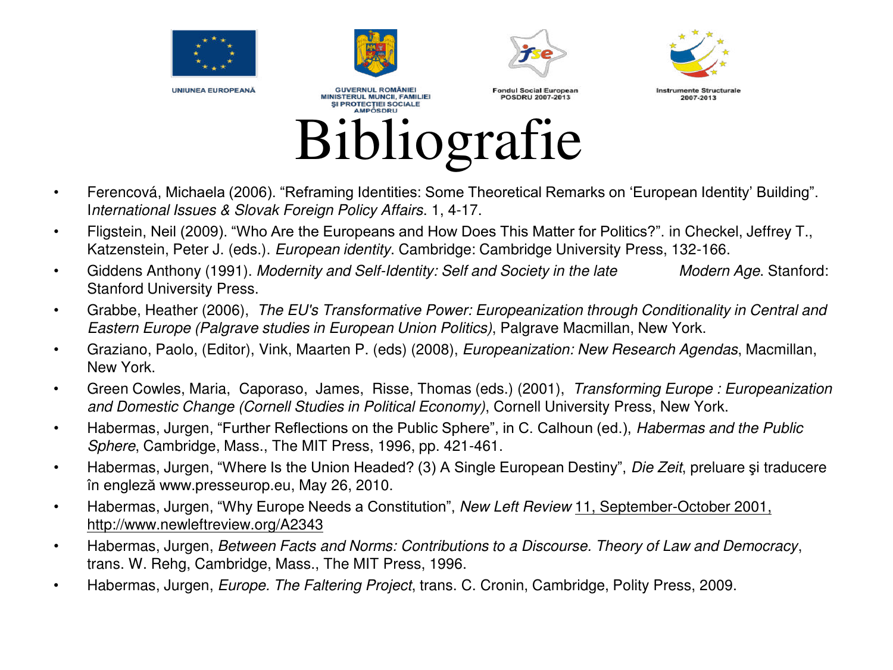UNIUNEA EUROPEANĂ

GUVERNUL ROMÂNIEI
MINISTERUL MUNCII, FAMILIEI
ŞI PROTECŢIEI SOCIALE
AMPOSDRU

Fondul Social European
POSDRU 2007-2013

Instrumente Structurale
2007-2013

# Bibliografie

- Ferencová, Michaela (2006). "Reframing Identities: Some Theoretical Remarks on 'European Identity' Building". *International Issues & Slovak Foreign Policy Affairs*. 1, 4-17.
- Fligstein, Neil (2009). "Who Are the Europeans and How Does This Matter for Politics?". in Checkel, Jeffrey T., Katzenstein, Peter J. (eds.). *European identity*. Cambridge: Cambridge University Press, 132-166.
- Giddens Anthony (1991). *Modernity and Self-Identity: Self and Society in the late Modern Age*. Stanford: Stanford University Press.
- Grabbe, Heather (2006), *The EU's Transformative Power: Europeanization through Conditionality in Central and Eastern Europe (Palgrave studies in European Union Politics)*, Palgrave Macmillan, New York.
- Graziano, Paolo, (Editor), Vink, Maarten P. (eds) (2008), *Europeanization: New Research Agendas*, Macmillan, New York.
- Green Cowles, Maria, Caporaso, James, Risse, Thomas (eds.) (2001), *Transforming Europe : Europeanization and Domestic Change (Cornell Studies in Political Economy)*, Cornell University Press, New York.
- Habermas, Jurgen, "Further Reflections on the Public Sphere", in C. Calhoun (ed.), *Habermas and the Public Sphere*, Cambridge, Mass., The MIT Press, 1996, pp. 421-461.
- Habermas, Jurgen, "Where Is the Union Headed? (3) A Single European Destiny", *Die Zeit*, preluare şi traducere în engleză www.presseurop.eu, May 26, 2010.
- Habermas, Jurgen, "Why Europe Needs a Constitution", *New Left Review* 11, September-October 2001, http://www.newleftreview.org/A2343
- Habermas, Jurgen, *Between Facts and Norms: Contributions to a Discourse. Theory of Law and Democracy*, trans. W. Rehg, Cambridge, Mass., The MIT Press, 1996.
- Habermas, Jurgen, *Europe. The Faltering Project*, trans. C. Cronin, Cambridge, Polity Press, 2009.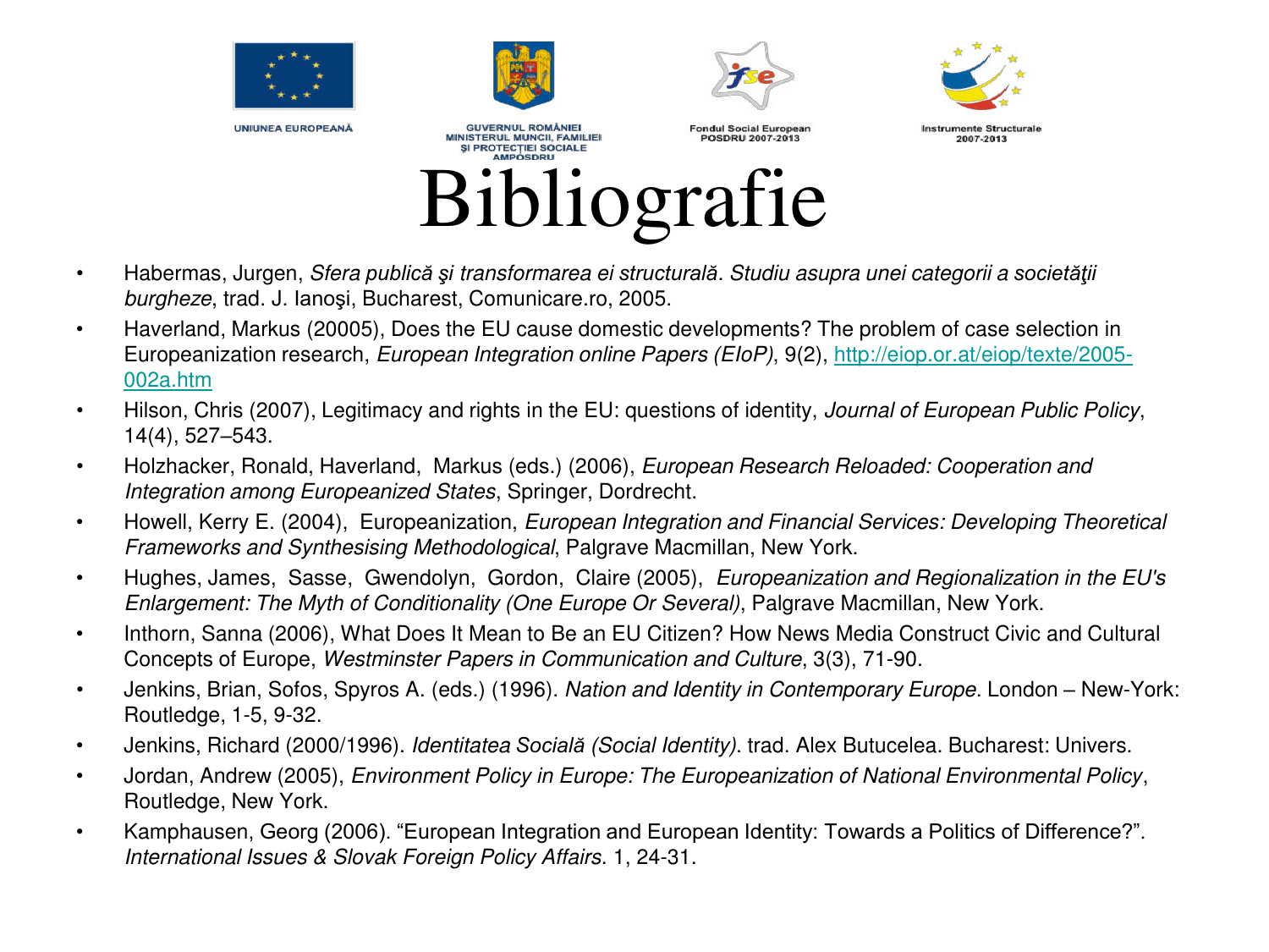# Bibliografie

- Habermas, Jurgen, *Sfera publică şi transformarea ei structurală. Studiu asupra unei categorii a societăţii burgheze*, trad. J. Ianoşi, Bucharest, Comunicare.ro, 2005.
- Haverland, Markus (20005), Does the EU cause domestic developments? The problem of case selection in Europeanization research, *European Integration online Papers (EIoP)*, 9(2), http://eiop.or.at/eiop/texte/2005-002a.htm
- Hilson, Chris (2007), Legitimacy and rights in the EU: questions of identity, *Journal of European Public Policy*, 14(4), 527–543.
- Holzhacker, Ronald, Haverland, Markus (eds.) (2006), *European Research Reloaded: Cooperation and Integration among Europeanized States*, Springer, Dordrecht.
- Howell, Kerry E. (2004), Europeanization, *European Integration and Financial Services: Developing Theoretical Frameworks and Synthesising Methodological*, Palgrave Macmillan, New York.
- Hughes, James, Sasse, Gwendolyn, Gordon, Claire (2005), *Europeanization and Regionalization in the EU's Enlargement: The Myth of Conditionality (One Europe Or Several)*, Palgrave Macmillan, New York.
- Inthorn, Sanna (2006), What Does It Mean to Be an EU Citizen? How News Media Construct Civic and Cultural Concepts of Europe, *Westminster Papers in Communication and Culture*, 3(3), 71-90.
- Jenkins, Brian, Sofos, Spyros A. (eds.) (1996). *Nation and Identity in Contemporary Europe*. London – New-York: Routledge, 1-5, 9-32.
- Jenkins, Richard (2000/1996). *Identitatea Socială (Social Identity)*. trad. Alex Butucelea. Bucharest: Univers.
- Jordan, Andrew (2005), *Environment Policy in Europe: The Europeanization of National Environmental Policy*, Routledge, New York.
- Kamphausen, Georg (2006). "European Integration and European Identity: Towards a Politics of Difference?". *International Issues & Slovak Foreign Policy Affairs*. 1, 24-31.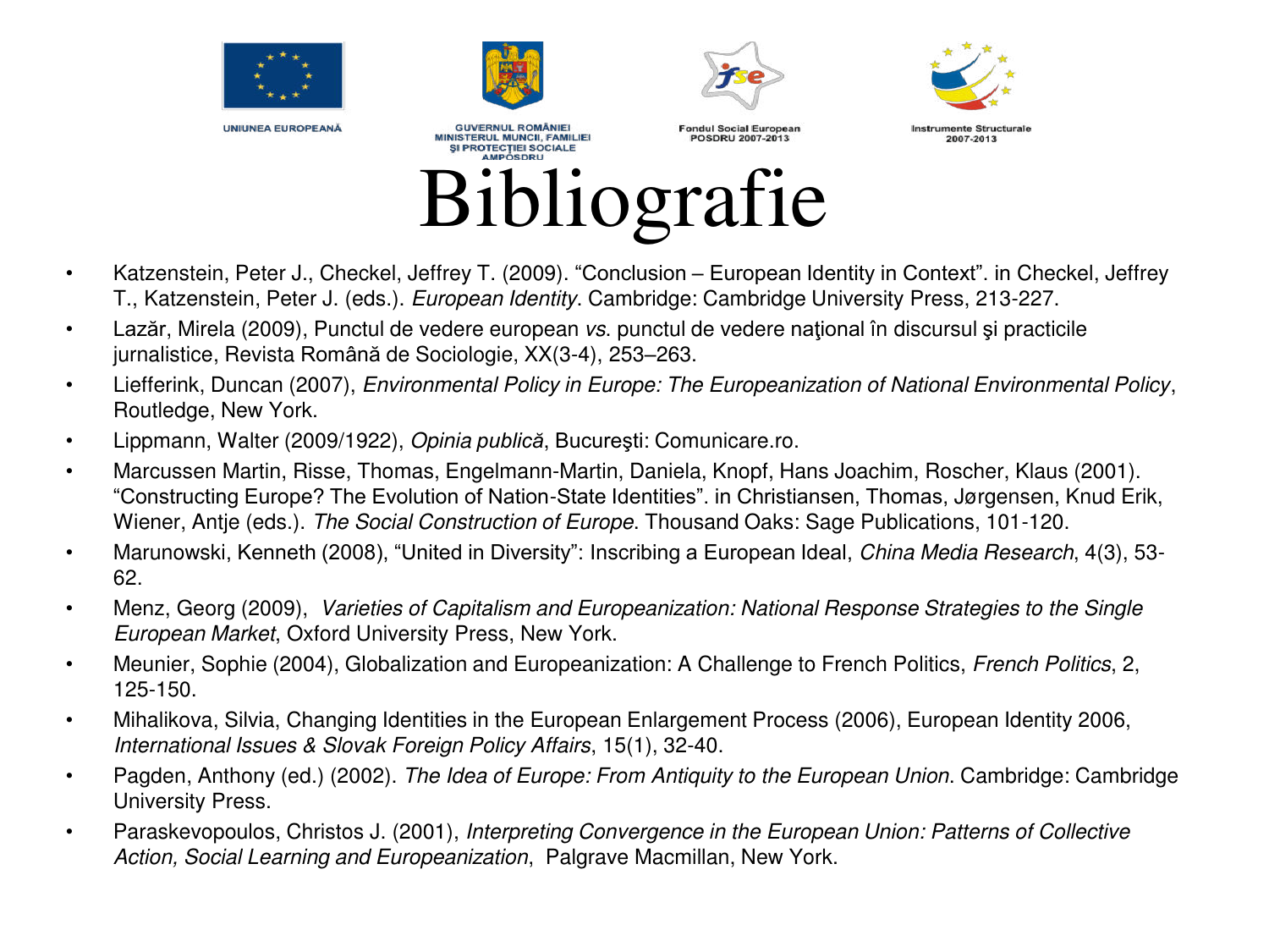# Bibliografie

- Katzenstein, Peter J., Checkel, Jeffrey T. (2009). “Conclusion – European Identity in Context”. in Checkel, Jeffrey T., Katzenstein, Peter J. (eds.). *European Identity*. Cambridge: Cambridge University Press, 213-227.
- Lazăr, Mirela (2009), Punctul de vedere european *vs*. punctul de vedere naţional în discursul şi practicile jurnalistice, Revista Română de Sociologie, XX(3-4), 253–263.
- Liefferink, Duncan (2007), *Environmental Policy in Europe: The Europeanization of National Environmental Policy*, Routledge, New York.
- Lippmann, Walter (2009/1922), *Opinia publică*, Bucureşti: Comunicare.ro.
- Marcussen Martin, Risse, Thomas, Engelmann-Martin, Daniela, Knopf, Hans Joachim, Roscher, Klaus (2001). “Constructing Europe? The Evolution of Nation-State Identities”. in Christiansen, Thomas, Jørgensen, Knud Erik, Wiener, Antje (eds.). *The Social Construction of Europe*. Thousand Oaks: Sage Publications, 101-120.
- Marunowski, Kenneth (2008), “United in Diversity”: Inscribing a European Ideal, *China Media Research*, 4(3), 53-62.
- Menz, Georg (2009), *Varieties of Capitalism and Europeanization: National Response Strategies to the Single European Market*, Oxford University Press, New York.
- Meunier, Sophie (2004), Globalization and Europeanization: A Challenge to French Politics, *French Politics*, 2, 125-150.
- Mihalikova, Silvia, Changing Identities in the European Enlargement Process (2006), European Identity 2006, *International Issues & Slovak Foreign Policy Affairs*, 15(1), 32-40.
- Pagden, Anthony (ed.) (2002). *The Idea of Europe: From Antiquity to the European Union*. Cambridge: Cambridge University Press.
- Paraskevopoulos, Christos J. (2001), *Interpreting Convergence in the European Union: Patterns of Collective Action, Social Learning and Europeanization*, Palgrave Macmillan, New York.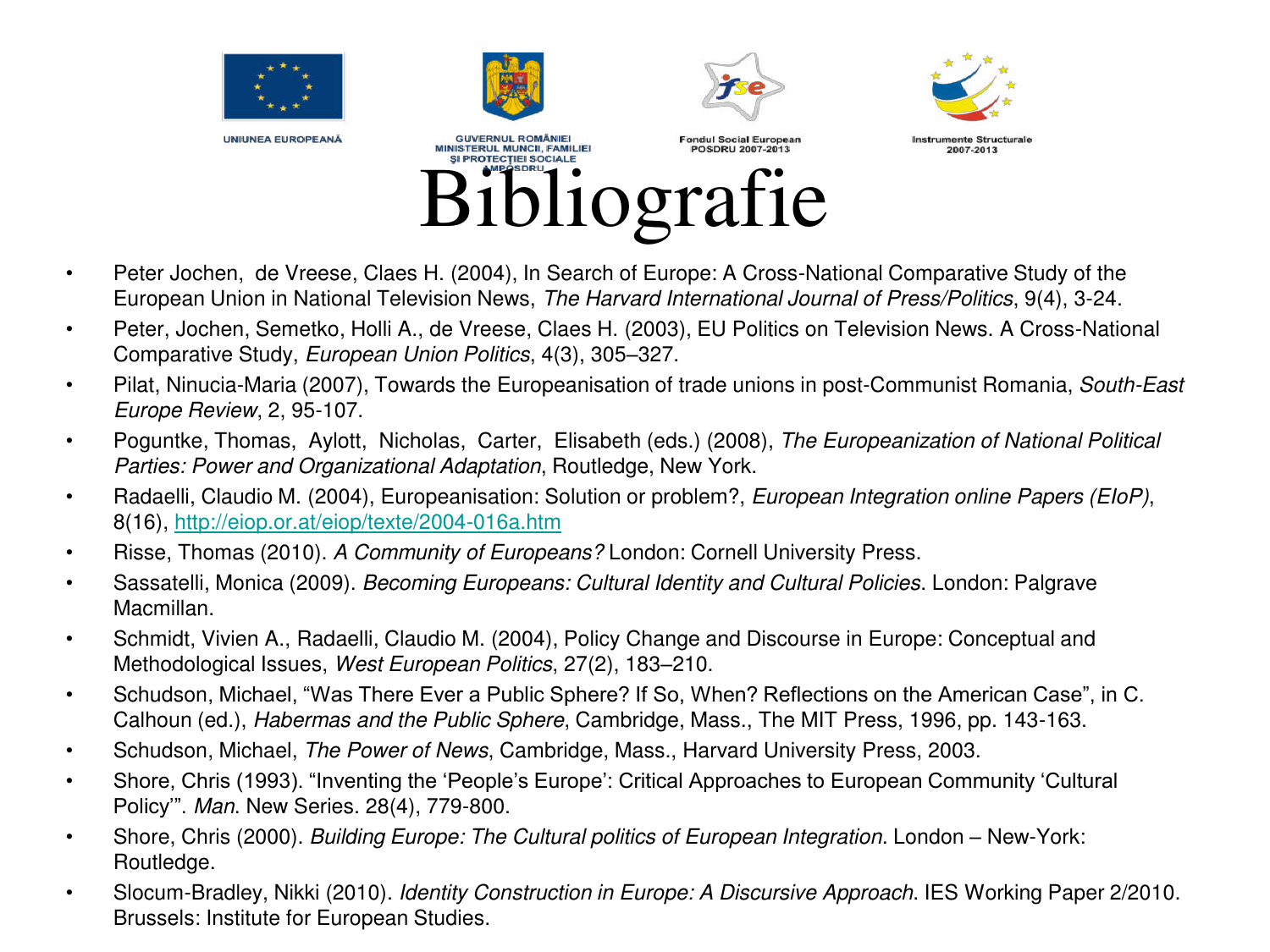UNIUNEA EUROPEANĂ

GUVERNUL ROMÂNIEI
MINISTERUL MUNCII, FAMILIEI
ŞI PROTECŢIEI SOCIALE
AMPOSDRU

Fondul Social European
POSDRU 2007-2013

Instrumente Structurale
2007-2013

# Bibliografie

- Peter Jochen, de Vreese, Claes H. (2004), In Search of Europe: A Cross-National Comparative Study of the European Union in National Television News, *The Harvard International Journal of Press/Politics*, 9(4), 3-24.
- Peter, Jochen, Semetko, Holli A., de Vreese, Claes H. (2003), EU Politics on Television News. A Cross-National Comparative Study, *European Union Politics*, 4(3), 305–327.
- Pilat, Ninucia-Maria (2007), Towards the Europeanisation of trade unions in post-Communist Romania, *South-East Europe Review*, 2, 95-107.
- Poguntke, Thomas, Aylott, Nicholas, Carter, Elisabeth (eds.) (2008), *The Europeanization of National Political Parties: Power and Organizational Adaptation*, Routledge, New York.
- Radaelli, Claudio M. (2004), Europeanisation: Solution or problem?, *European Integration online Papers (EIoP)*, 8(16), http://eiop.or.at/eiop/texte/2004-016a.htm
- Risse, Thomas (2010). *A Community of Europeans?* London: Cornell University Press.
- Sassatelli, Monica (2009). *Becoming Europeans: Cultural Identity and Cultural Policies*. London: Palgrave Macmillan.
- Schmidt, Vivien A., Radaelli, Claudio M. (2004), Policy Change and Discourse in Europe: Conceptual and Methodological Issues, *West European Politics*, 27(2), 183–210.
- Schudson, Michael, "Was There Ever a Public Sphere? If So, When? Reflections on the American Case", in C. Calhoun (ed.), *Habermas and the Public Sphere*, Cambridge, Mass., The MIT Press, 1996, pp. 143-163.
- Schudson, Michael, *The Power of News*, Cambridge, Mass., Harvard University Press, 2003.
- Shore, Chris (1993). "Inventing the 'People's Europe': Critical Approaches to European Community 'Cultural Policy'". *Man*. New Series. 28(4), 779-800.
- Shore, Chris (2000). *Building Europe: The Cultural politics of European Integration*. London – New-York: Routledge.
- Slocum-Bradley, Nikki (2010). *Identity Construction in Europe: A Discursive Approach*. IES Working Paper 2/2010. Brussels: Institute for European Studies.